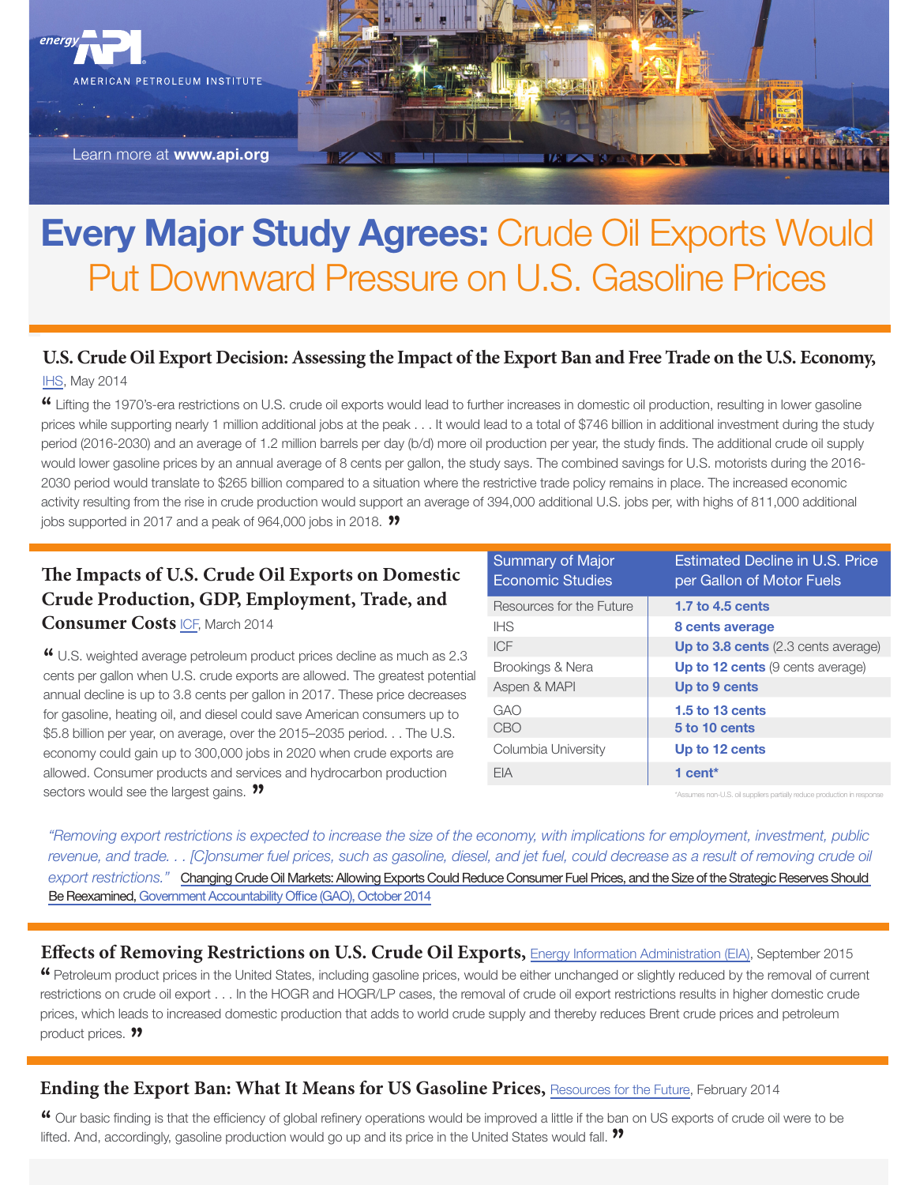energy API
AMERICAN PETROLEUM INSTITUTE

Learn more at **www.api.org**

# **Every Major Study Agrees:** Crude Oil Exports Would Put Downward Pressure on U.S. Gasoline Prices

## U.S. Crude Oil Export Decision: Assessing the Impact of the Export Ban and Free Trade on the U.S. Economy,

IHS, May 2014

" Lifting the 1970's-era restrictions on U.S. crude oil exports would lead to further increases in domestic oil production, resulting in lower gasoline prices while supporting nearly 1 million additional jobs at the peak . . . It would lead to a total of $746 billion in additional investment during the study period (2016-2030) and an average of 1.2 million barrels per day (b/d) more oil production per year, the study finds. The additional crude oil supply would lower gasoline prices by an annual average of 8 cents per gallon, the study says. The combined savings for U.S. motorists during the 2016-2030 period would translate to $265 billion compared to a situation where the restrictive trade policy remains in place. The increased economic activity resulting from the rise in crude production would support an average of 394,000 additional U.S. jobs per, with highs of 811,000 additional jobs supported in 2017 and a peak of 964,000 jobs in 2018. "

## The Impacts of U.S. Crude Oil Exports on Domestic Crude Production, GDP, Employment, Trade, and Consumer Costs

ICF, March 2014

" U.S. weighted average petroleum product prices decline as much as 2.3 cents per gallon when U.S. crude exports are allowed. The greatest potential annual decline is up to 3.8 cents per gallon in 2017. These price decreases for gasoline, heating oil, and diesel could save American consumers up to $5.8 billion per year, on average, over the 2015–2035 period. . . The U.S. economy could gain up to 300,000 jobs in 2020 when crude exports are allowed. Consumer products and services and hydrocarbon production sectors would see the largest gains. "

| Summary of Major Economic Studies | Estimated Decline in U.S. Price per Gallon of Motor Fuels |
| --- | --- |
| Resources for the Future | **1.7 to 4.5 cents** |
| IHS | **8 cents average** |
| ICF | **Up to 3.8 cents** (2.3 cents average) |
| Brookings & Nera | **Up to 12 cents** (9 cents average) |
| Aspen & MAPI | **Up to 9 cents** |
| GAO | **1.5 to 13 cents** |
| CBO | **5 to 10 cents** |
| Columbia University | **Up to 12 cents** |
| EIA | **1 cent*** |

*Assumes non-U.S. oil suppliers partially reduce production in response

*"Removing export restrictions is expected to increase the size of the economy, with implications for employment, investment, public revenue, and trade. . . [C]onsumer fuel prices, such as gasoline, diesel, and jet fuel, could decrease as a result of removing crude oil export restrictions."* Changing Crude Oil Markets: Allowing Exports Could Reduce Consumer Fuel Prices, and the Size of the Strategic Reserves Should Be Reexamined, Government Accountability Office (GAO), October 2014

## Effects of Removing Restrictions on U.S. Crude Oil Exports,

Energy Information Administration (EIA), September 2015

" Petroleum product prices in the United States, including gasoline prices, would be either unchanged or slightly reduced by the removal of current restrictions on crude oil export . . . In the HOGR and HOGR/LP cases, the removal of crude oil export restrictions results in higher domestic crude prices, which leads to increased domestic production that adds to world crude supply and thereby reduces Brent crude prices and petroleum product prices. "

## Ending the Export Ban: What It Means for US Gasoline Prices,

Resources for the Future, February 2014

" Our basic finding is that the efficiency of global refinery operations would be improved a little if the ban on US exports of crude oil were to be lifted. And, accordingly, gasoline production would go up and its price in the United States would fall. "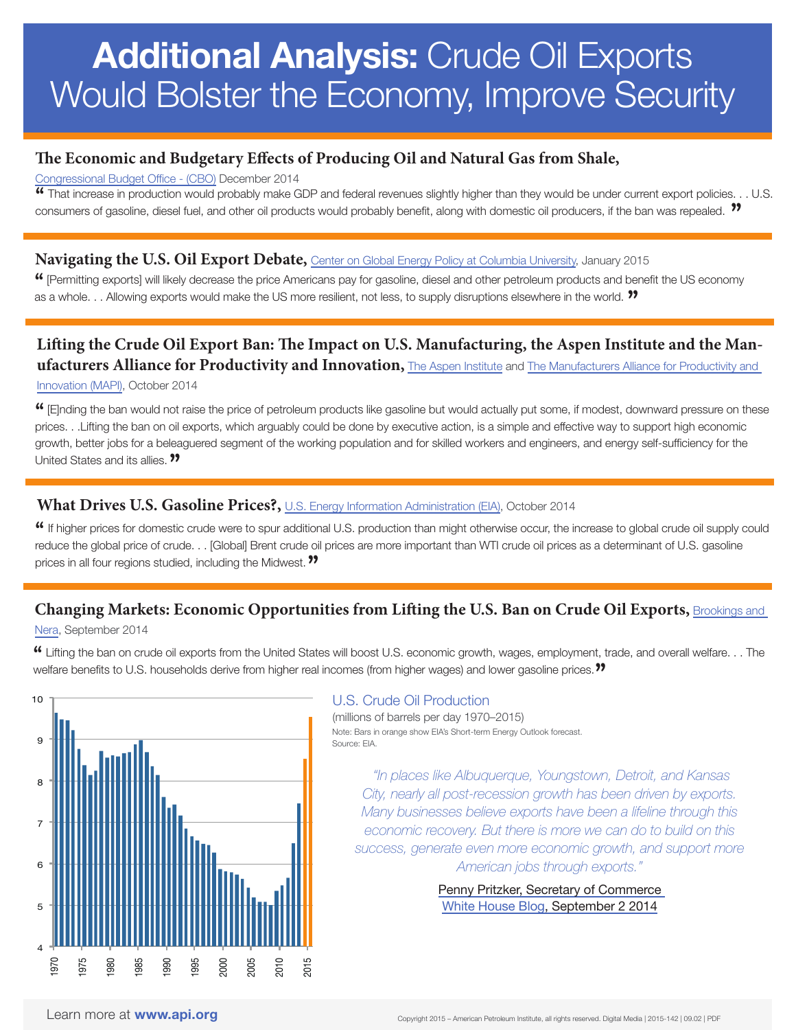# **Additional Analysis:** Crude Oil Exports Would Bolster the Economy, Improve Security

### The Economic and Budgetary Effects of Producing Oil and Natural Gas from Shale,

Congressional Budget Office - (CBO) December 2014

" That increase in production would probably make GDP and federal revenues slightly higher than they would be under current export policies. . . U.S. consumers of gasoline, diesel fuel, and other oil products would probably benefit, along with domestic oil producers, if the ban was repealed. "

### Navigating the U.S. Oil Export Debate, Center on Global Energy Policy at Columbia University, January 2015

" [Permitting exports] will likely decrease the price Americans pay for gasoline, diesel and other petroleum products and benefit the US economy as a whole. . . Allowing exports would make the US more resilient, not less, to supply disruptions elsewhere in the world. "

### Lifting the Crude Oil Export Ban: The Impact on U.S. Manufacturing, the Aspen Institute and the Manufacturers Alliance for Productivity and Innovation, The Aspen Institute and The Manufacturers Alliance for Productivity and Innovation (MAPI), October 2014

" [E]nding the ban would not raise the price of petroleum products like gasoline but would actually put some, if modest, downward pressure on these prices. . .Lifting the ban on oil exports, which arguably could be done by executive action, is a simple and effective way to support high economic growth, better jobs for a beleaguered segment of the working population and for skilled workers and engineers, and energy self-sufficiency for the United States and its allies. "

### What Drives U.S. Gasoline Prices?, U.S. Energy Information Administration (EIA), October 2014

" If higher prices for domestic crude were to spur additional U.S. production than might otherwise occur, the increase to global crude oil supply could reduce the global price of crude. . . [Global] Brent crude oil prices are more important than WTI crude oil prices as a determinant of U.S. gasoline prices in all four regions studied, including the Midwest. "

### Changing Markets: Economic Opportunities from Lifting the U.S. Ban on Crude Oil Exports, Brookings and Nera, September 2014

" Lifting the ban on crude oil exports from the United States will boost U.S. economic growth, wages, employment, trade, and overall welfare. . . The welfare benefits to U.S. households derive from higher real incomes (from higher wages) and lower gasoline prices. "

U.S. Crude Oil Production

(millions of barrels per day 1970–2015)

Note: Bars in orange show EIA's Short-term Energy Outlook forecast.

Source: EIA.

10
9
8
7
6
5
4

1970
1975
1980
1985
1990
1995
2000
2005
2010
2015

*"In places like Albuquerque, Youngstown, Detroit, and Kansas City, nearly all post-recession growth has been driven by exports. Many businesses believe exports have been a lifeline through this economic recovery. But there is more we can do to build on this success, generate even more economic growth, and support more American jobs through exports."*

Penny Pritzker, Secretary of Commerce
White House Blog, September 2 2014

Learn more at **www.api.org**

Copyright 2015 – American Petroleum Institute, all rights reserved. Digital Media | 2015-142 | 09.02 | PDF